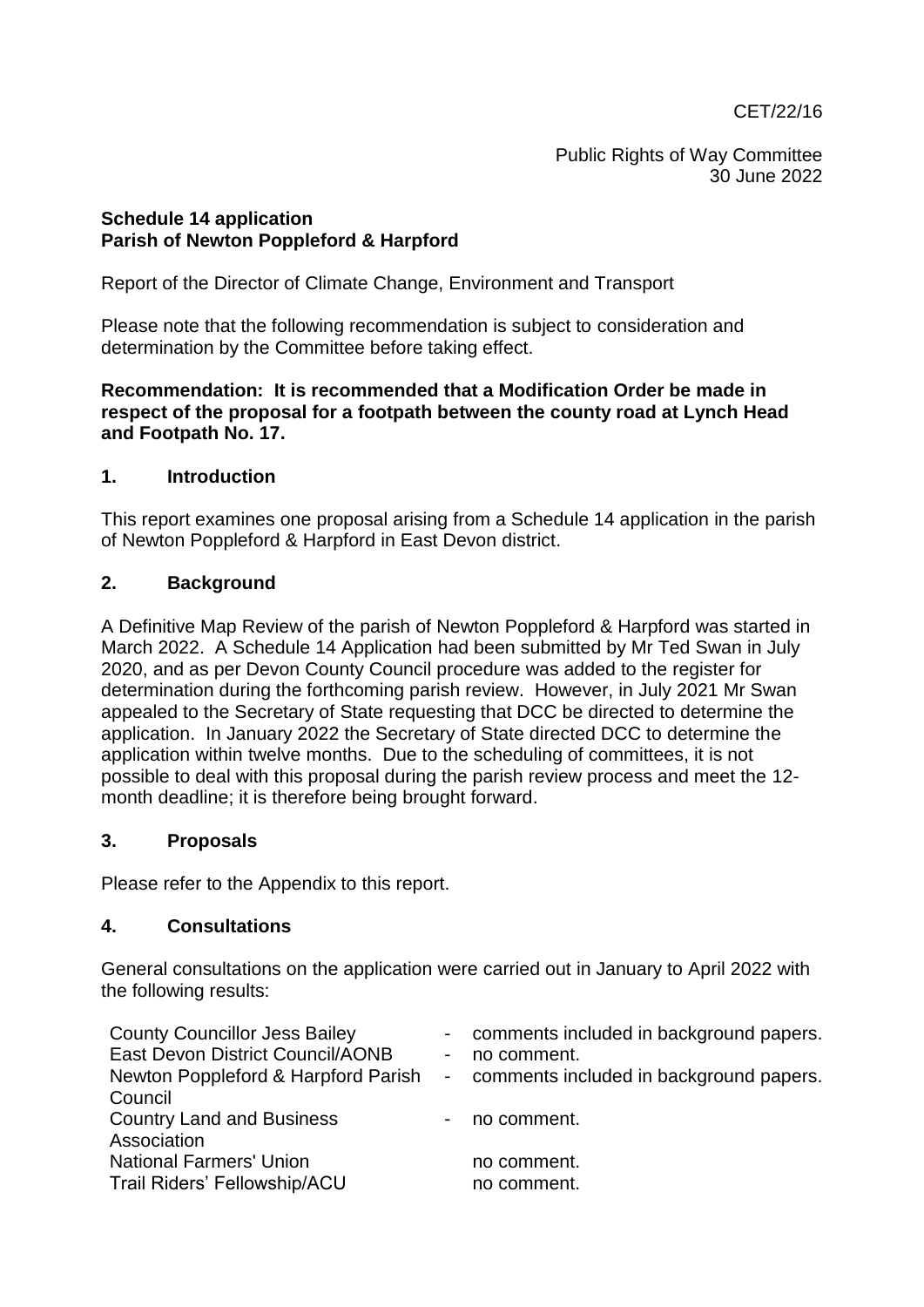CET/22/16

Public Rights of Way Committee
30 June 2022

**Schedule 14 application**
**Parish of Newton Poppleford & Harpford**

Report of the Director of Climate Change, Environment and Transport

Please note that the following recommendation is subject to consideration and determination by the Committee before taking effect.

**Recommendation: It is recommended that a Modification Order be made in respect of the proposal for a footpath between the county road at Lynch Head and Footpath No. 17.**

## 1. Introduction

This report examines one proposal arising from a Schedule 14 application in the parish of Newton Poppleford & Harpford in East Devon district.

## 2. Background

A Definitive Map Review of the parish of Newton Poppleford & Harpford was started in March 2022. A Schedule 14 Application had been submitted by Mr Ted Swan in July 2020, and as per Devon County Council procedure was added to the register for determination during the forthcoming parish review. However, in July 2021 Mr Swan appealed to the Secretary of State requesting that DCC be directed to determine the application. In January 2022 the Secretary of State directed DCC to determine the application within twelve months. Due to the scheduling of committees, it is not possible to deal with this proposal during the parish review process and meet the 12-month deadline; it is therefore being brought forward.

## 3. Proposals

Please refer to the Appendix to this report.

## 4. Consultations

General consultations on the application were carried out in January to April 2022 with the following results:

| | | |
|---|---|---|
| County Councillor Jess Bailey | - | comments included in background papers. |
| East Devon District Council/AONB | - | no comment. |
| Newton Poppleford & Harpford Parish Council | - | comments included in background papers. |
| Country Land and Business Association | - | no comment. |
| National Farmers' Union | | no comment. |
| Trail Riders' Fellowship/ACU | | no comment. |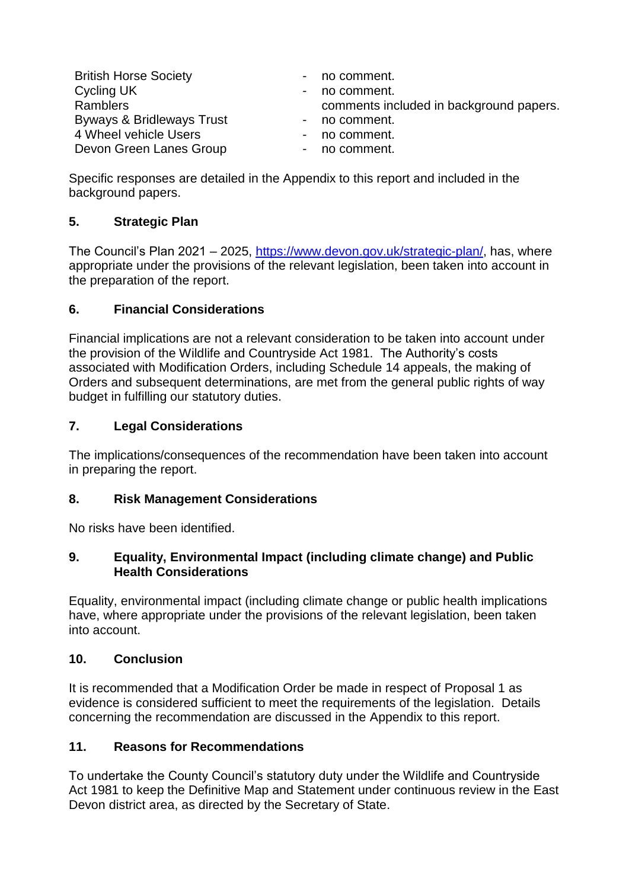| | | |
|---|---|---|
| British Horse Society | - | no comment. |
| Cycling UK | - | no comment. |
| Ramblers | | comments included in background papers. |
| Byways & Bridleways Trust | - | no comment. |
| 4 Wheel vehicle Users | - | no comment. |
| Devon Green Lanes Group | - | no comment. |

Specific responses are detailed in the Appendix to this report and included in the background papers.

## 5. Strategic Plan

The Council's Plan 2021 – 2025, https://www.devon.gov.uk/strategic-plan/, has, where appropriate under the provisions of the relevant legislation, been taken into account in the preparation of the report.

## 6. Financial Considerations

Financial implications are not a relevant consideration to be taken into account under the provision of the Wildlife and Countryside Act 1981. The Authority's costs associated with Modification Orders, including Schedule 14 appeals, the making of Orders and subsequent determinations, are met from the general public rights of way budget in fulfilling our statutory duties.

## 7. Legal Considerations

The implications/consequences of the recommendation have been taken into account in preparing the report.

## 8. Risk Management Considerations

No risks have been identified.

## 9. Equality, Environmental Impact (including climate change) and Public Health Considerations

Equality, environmental impact (including climate change or public health implications have, where appropriate under the provisions of the relevant legislation, been taken into account.

## 10. Conclusion

It is recommended that a Modification Order be made in respect of Proposal 1 as evidence is considered sufficient to meet the requirements of the legislation. Details concerning the recommendation are discussed in the Appendix to this report.

## 11. Reasons for Recommendations

To undertake the County Council's statutory duty under the Wildlife and Countryside Act 1981 to keep the Definitive Map and Statement under continuous review in the East Devon district area, as directed by the Secretary of State.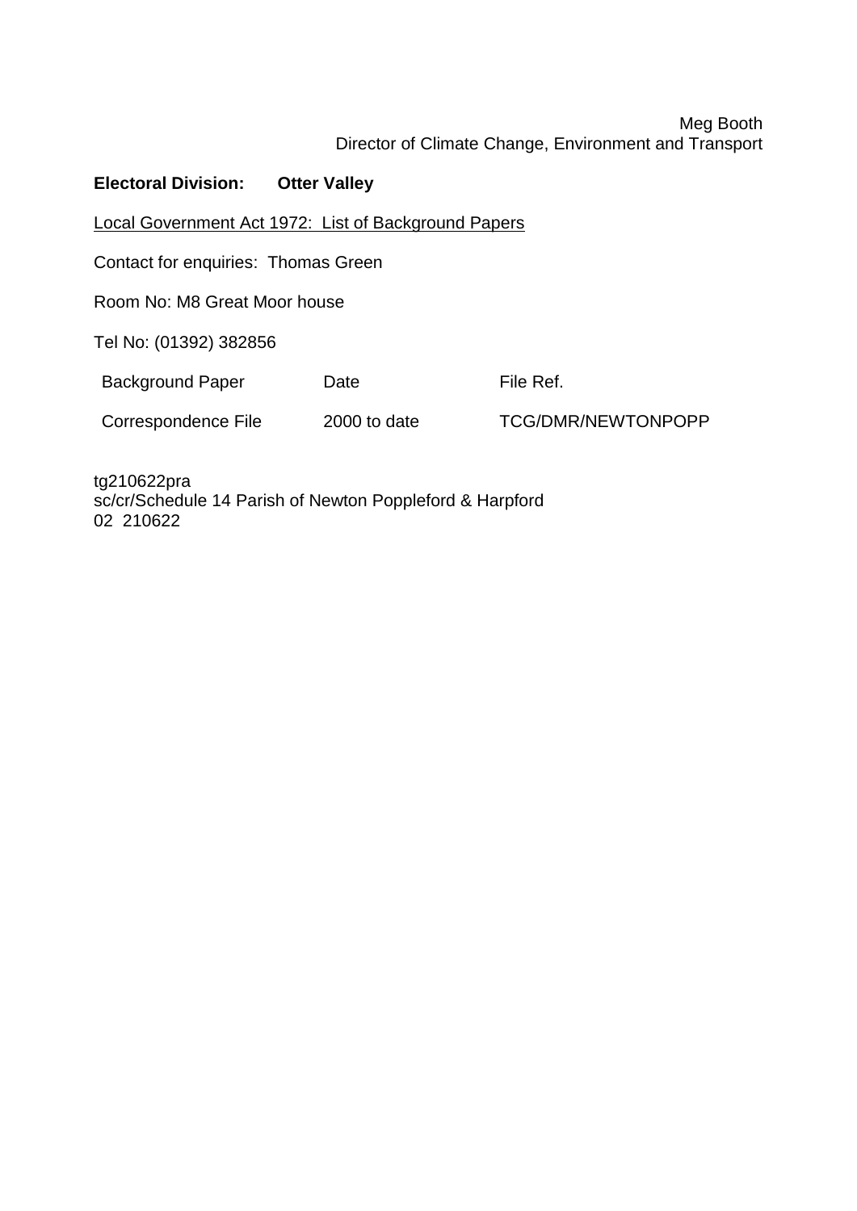Meg Booth
Director of Climate Change, Environment and Transport

**Electoral Division: Otter Valley**

Local Government Act 1972: List of Background Papers

Contact for enquiries: Thomas Green

Room No: M8 Great Moor house

Tel No: (01392) 382856

| Background Paper | Date | File Ref. |
| --- | --- | --- |
| Correspondence File | 2000 to date | TCG/DMR/NEWTONPOPP |

tg210622pra
sc/cr/Schedule 14 Parish of Newton Poppleford & Harpford
02 210622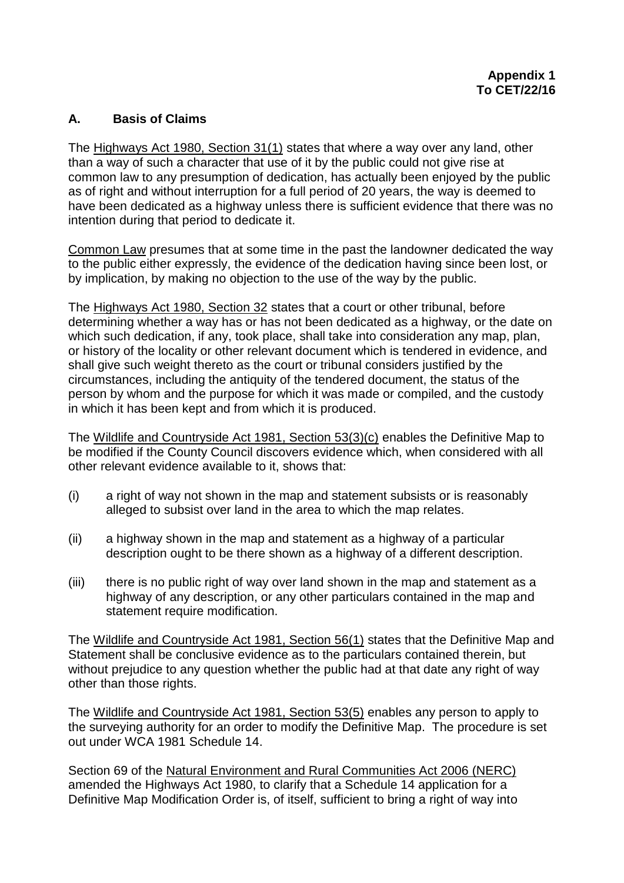**Appendix 1**
**To CET/22/16**

## A. Basis of Claims

The Highways Act 1980, Section 31(1) states that where a way over any land, other than a way of such a character that use of it by the public could not give rise at common law to any presumption of dedication, has actually been enjoyed by the public as of right and without interruption for a full period of 20 years, the way is deemed to have been dedicated as a highway unless there is sufficient evidence that there was no intention during that period to dedicate it.

Common Law presumes that at some time in the past the landowner dedicated the way to the public either expressly, the evidence of the dedication having since been lost, or by implication, by making no objection to the use of the way by the public.

The Highways Act 1980, Section 32 states that a court or other tribunal, before determining whether a way has or has not been dedicated as a highway, or the date on which such dedication, if any, took place, shall take into consideration any map, plan, or history of the locality or other relevant document which is tendered in evidence, and shall give such weight thereto as the court or tribunal considers justified by the circumstances, including the antiquity of the tendered document, the status of the person by whom and the purpose for which it was made or compiled, and the custody in which it has been kept and from which it is produced.

The Wildlife and Countryside Act 1981, Section 53(3)(c) enables the Definitive Map to be modified if the County Council discovers evidence which, when considered with all other relevant evidence available to it, shows that:

(i) a right of way not shown in the map and statement subsists or is reasonably alleged to subsist over land in the area to which the map relates.

(ii) a highway shown in the map and statement as a highway of a particular description ought to be there shown as a highway of a different description.

(iii) there is no public right of way over land shown in the map and statement as a highway of any description, or any other particulars contained in the map and statement require modification.

The Wildlife and Countryside Act 1981, Section 56(1) states that the Definitive Map and Statement shall be conclusive evidence as to the particulars contained therein, but without prejudice to any question whether the public had at that date any right of way other than those rights.

The Wildlife and Countryside Act 1981, Section 53(5) enables any person to apply to the surveying authority for an order to modify the Definitive Map. The procedure is set out under WCA 1981 Schedule 14.

Section 69 of the Natural Environment and Rural Communities Act 2006 (NERC) amended the Highways Act 1980, to clarify that a Schedule 14 application for a Definitive Map Modification Order is, of itself, sufficient to bring a right of way into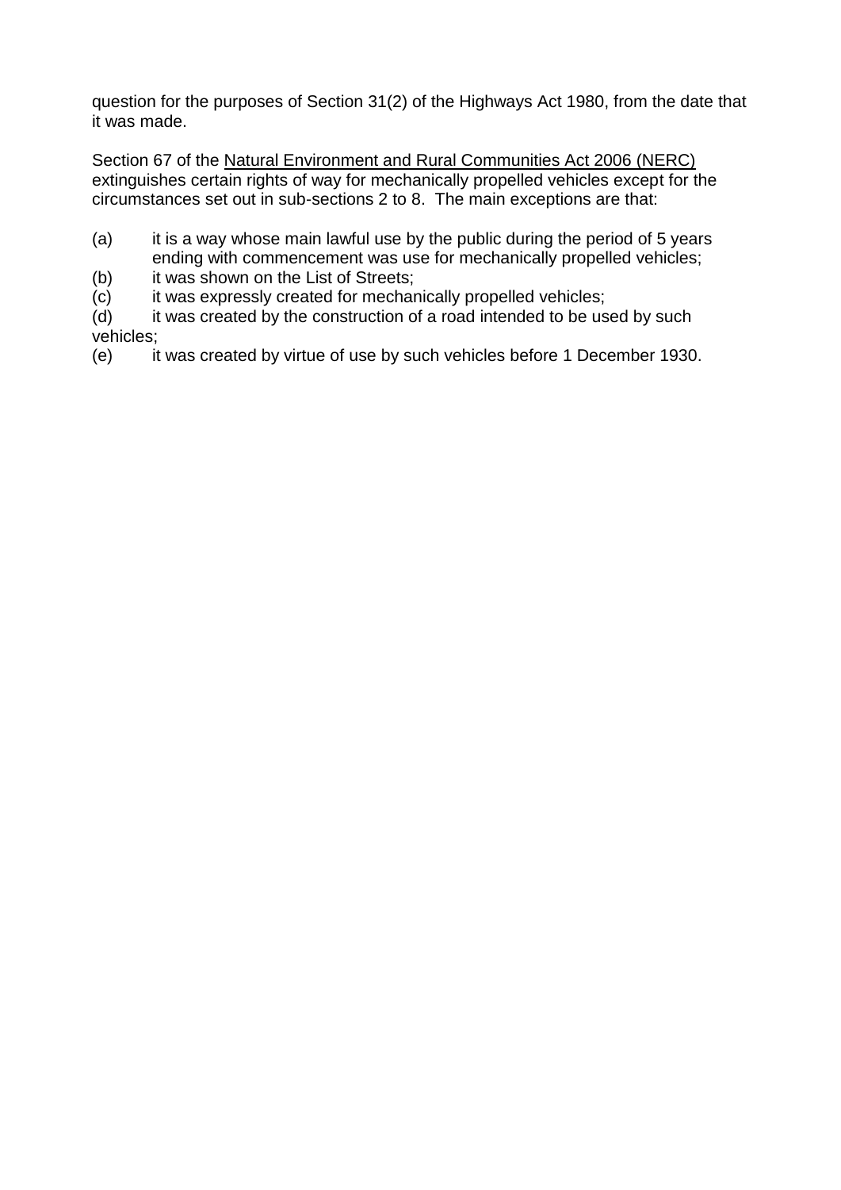question for the purposes of Section 31(2) of the Highways Act 1980, from the date that it was made.

Section 67 of the Natural Environment and Rural Communities Act 2006 (NERC) extinguishes certain rights of way for mechanically propelled vehicles except for the circumstances set out in sub-sections 2 to 8. The main exceptions are that:

(a) it is a way whose main lawful use by the public during the period of 5 years ending with commencement was use for mechanically propelled vehicles;
(b) it was shown on the List of Streets;
(c) it was expressly created for mechanically propelled vehicles;
(d) it was created by the construction of a road intended to be used by such vehicles;
(e) it was created by virtue of use by such vehicles before 1 December 1930.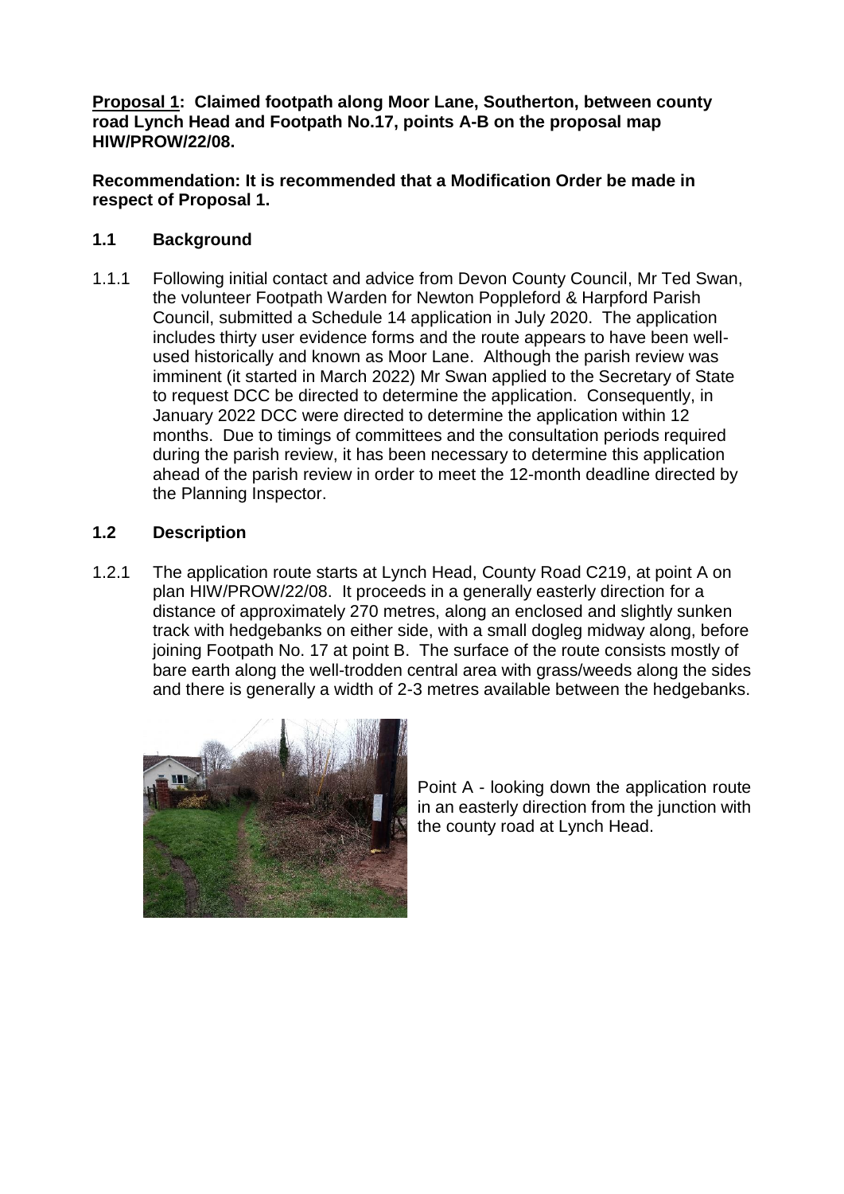**Proposal 1: Claimed footpath along Moor Lane, Southerton, between county road Lynch Head and Footpath No.17, points A-B on the proposal map HIW/PROW/22/08.**

**Recommendation: It is recommended that a Modification Order be made in respect of Proposal 1.**

### 1.1 Background

1.1.1 Following initial contact and advice from Devon County Council, Mr Ted Swan, the volunteer Footpath Warden for Newton Poppleford & Harpford Parish Council, submitted a Schedule 14 application in July 2020. The application includes thirty user evidence forms and the route appears to have been well-used historically and known as Moor Lane. Although the parish review was imminent (it started in March 2022) Mr Swan applied to the Secretary of State to request DCC be directed to determine the application. Consequently, in January 2022 DCC were directed to determine the application within 12 months. Due to timings of committees and the consultation periods required during the parish review, it has been necessary to determine this application ahead of the parish review in order to meet the 12-month deadline directed by the Planning Inspector.

### 1.2 Description

1.2.1 The application route starts at Lynch Head, County Road C219, at point A on plan HIW/PROW/22/08. It proceeds in a generally easterly direction for a distance of approximately 270 metres, along an enclosed and slightly sunken track with hedgebanks on either side, with a small dogleg midway along, before joining Footpath No. 17 at point B. The surface of the route consists mostly of bare earth along the well-trodden central area with grass/weeds along the sides and there is generally a width of 2-3 metres available between the hedgebanks.

Point A - looking down the application route in an easterly direction from the junction with the county road at Lynch Head.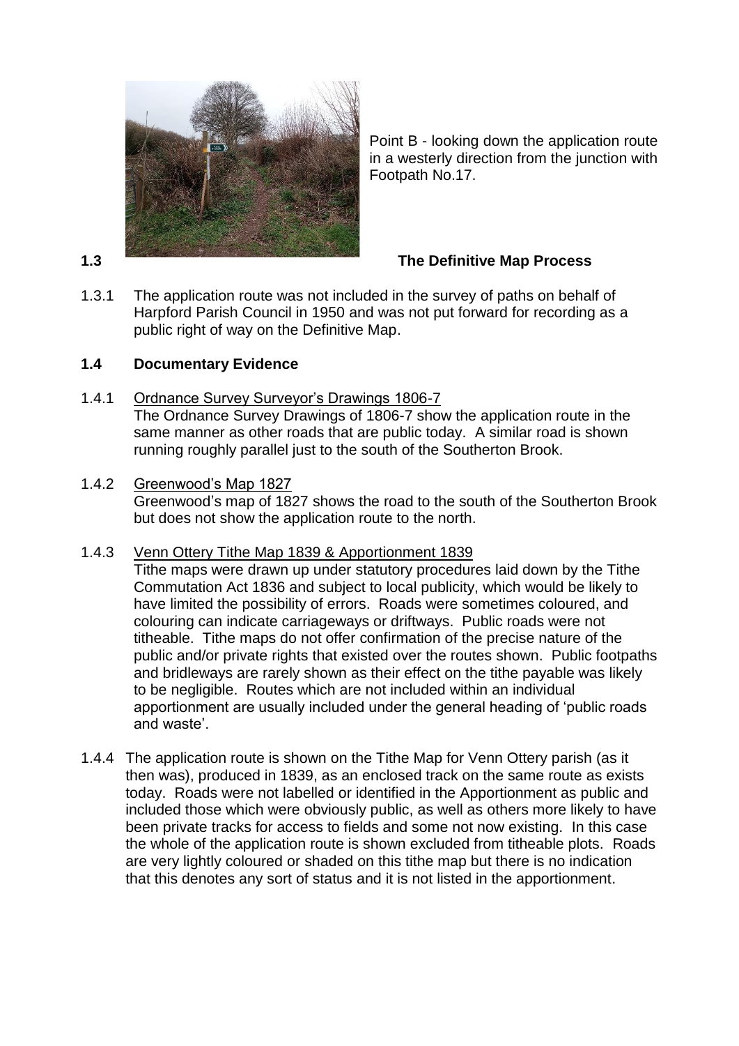Point B - looking down the application route in a westerly direction from the junction with Footpath No.17.

### 1.3 The Definitive Map Process

1.3.1 The application route was not included in the survey of paths on behalf of Harpford Parish Council in 1950 and was not put forward for recording as a public right of way on the Definitive Map.

### 1.4 Documentary Evidence

1.4.1 Ordnance Survey Surveyor's Drawings 1806-7
The Ordnance Survey Drawings of 1806-7 show the application route in the same manner as other roads that are public today. A similar road is shown running roughly parallel just to the south of the Southerton Brook.

1.4.2 Greenwood's Map 1827
Greenwood's map of 1827 shows the road to the south of the Southerton Brook but does not show the application route to the north.

1.4.3 Venn Ottery Tithe Map 1839 & Apportionment 1839
Tithe maps were drawn up under statutory procedures laid down by the Tithe Commutation Act 1836 and subject to local publicity, which would be likely to have limited the possibility of errors. Roads were sometimes coloured, and colouring can indicate carriageways or driftways. Public roads were not titheable. Tithe maps do not offer confirmation of the precise nature of the public and/or private rights that existed over the routes shown. Public footpaths and bridleways are rarely shown as their effect on the tithe payable was likely to be negligible. Routes which are not included within an individual apportionment are usually included under the general heading of 'public roads and waste'.

1.4.4 The application route is shown on the Tithe Map for Venn Ottery parish (as it then was), produced in 1839, as an enclosed track on the same route as exists today. Roads were not labelled or identified in the Apportionment as public and included those which were obviously public, as well as others more likely to have been private tracks for access to fields and some not now existing. In this case the whole of the application route is shown excluded from titheable plots. Roads are very lightly coloured or shaded on this tithe map but there is no indication that this denotes any sort of status and it is not listed in the apportionment.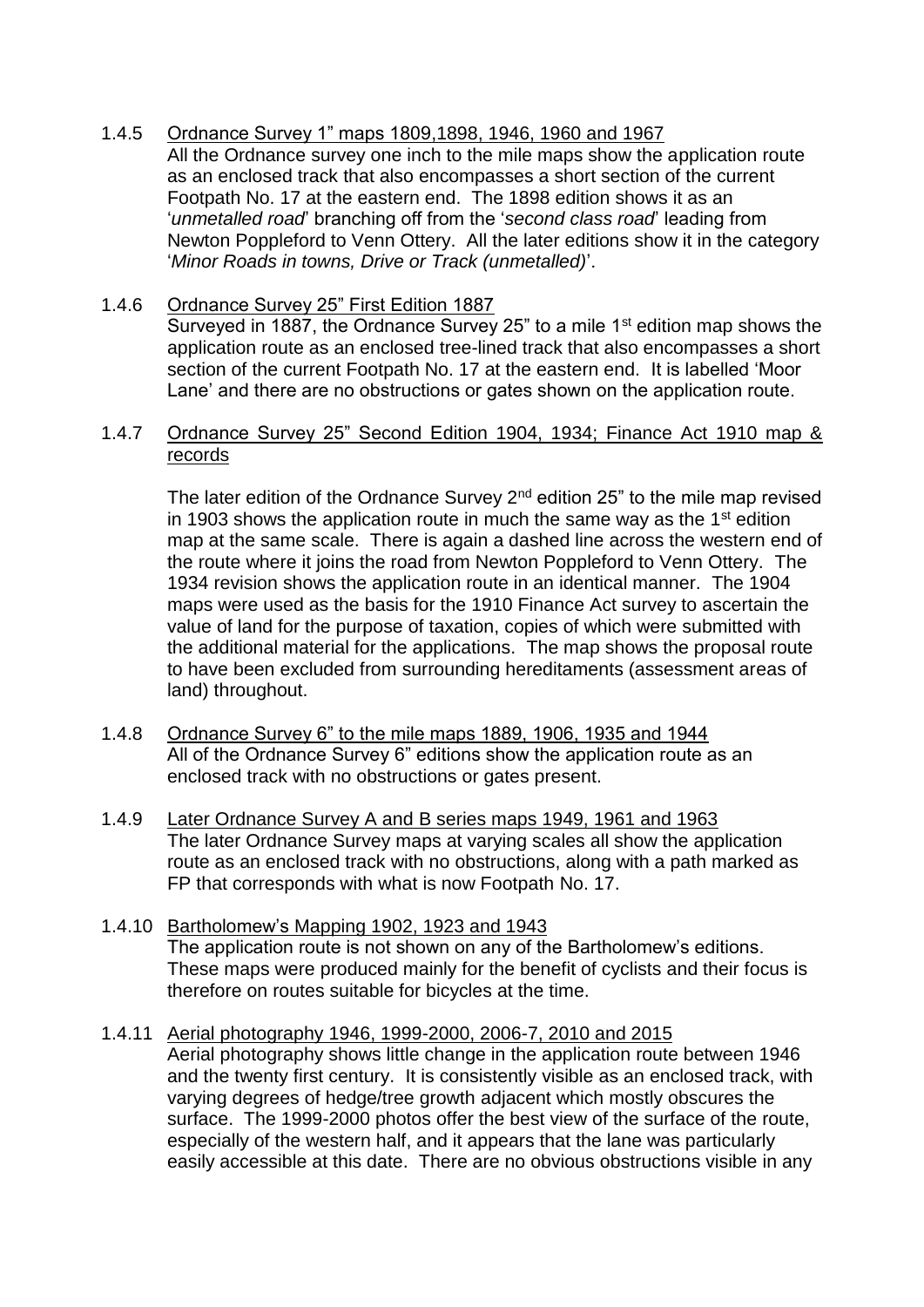1.4.5 Ordnance Survey 1" maps 1809,1898, 1946, 1960 and 1967

All the Ordnance survey one inch to the mile maps show the application route as an enclosed track that also encompasses a short section of the current Footpath No. 17 at the eastern end. The 1898 edition shows it as an '*unmetalled road*' branching off from the '*second class road*' leading from Newton Poppleford to Venn Ottery. All the later editions show it in the category '*Minor Roads in towns, Drive or Track (unmetalled)*'.

1.4.6 Ordnance Survey 25" First Edition 1887

Surveyed in 1887, the Ordnance Survey 25" to a mile 1st edition map shows the application route as an enclosed tree-lined track that also encompasses a short section of the current Footpath No. 17 at the eastern end. It is labelled 'Moor Lane' and there are no obstructions or gates shown on the application route.

1.4.7 Ordnance Survey 25" Second Edition 1904, 1934; Finance Act 1910 map & records

The later edition of the Ordnance Survey 2nd edition 25" to the mile map revised in 1903 shows the application route in much the same way as the 1st edition map at the same scale. There is again a dashed line across the western end of the route where it joins the road from Newton Poppleford to Venn Ottery. The 1934 revision shows the application route in an identical manner. The 1904 maps were used as the basis for the 1910 Finance Act survey to ascertain the value of land for the purpose of taxation, copies of which were submitted with the additional material for the applications. The map shows the proposal route to have been excluded from surrounding hereditaments (assessment areas of land) throughout.

1.4.8 Ordnance Survey 6" to the mile maps 1889, 1906, 1935 and 1944

All of the Ordnance Survey 6" editions show the application route as an enclosed track with no obstructions or gates present.

1.4.9 Later Ordnance Survey A and B series maps 1949, 1961 and 1963

The later Ordnance Survey maps at varying scales all show the application route as an enclosed track with no obstructions, along with a path marked as FP that corresponds with what is now Footpath No. 17.

1.4.10 Bartholomew's Mapping 1902, 1923 and 1943

The application route is not shown on any of the Bartholomew's editions. These maps were produced mainly for the benefit of cyclists and their focus is therefore on routes suitable for bicycles at the time.

1.4.11 Aerial photography 1946, 1999-2000, 2006-7, 2010 and 2015

Aerial photography shows little change in the application route between 1946 and the twenty first century. It is consistently visible as an enclosed track, with varying degrees of hedge/tree growth adjacent which mostly obscures the surface. The 1999-2000 photos offer the best view of the surface of the route, especially of the western half, and it appears that the lane was particularly easily accessible at this date. There are no obvious obstructions visible in any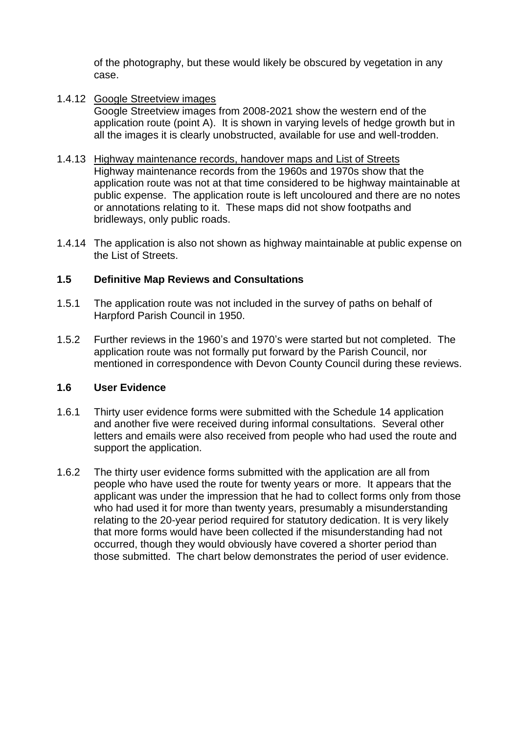of the photography, but these would likely be obscured by vegetation in any case.

1.4.12 Google Streetview images
Google Streetview images from 2008-2021 show the western end of the application route (point A). It is shown in varying levels of hedge growth but in all the images it is clearly unobstructed, available for use and well-trodden.

1.4.13 Highway maintenance records, handover maps and List of Streets
Highway maintenance records from the 1960s and 1970s show that the application route was not at that time considered to be highway maintainable at public expense. The application route is left uncoloured and there are no notes or annotations relating to it. These maps did not show footpaths and bridleways, only public roads.

1.4.14 The application is also not shown as highway maintainable at public expense on the List of Streets.

### 1.5 Definitive Map Reviews and Consultations

1.5.1 The application route was not included in the survey of paths on behalf of Harpford Parish Council in 1950.

1.5.2 Further reviews in the 1960's and 1970's were started but not completed. The application route was not formally put forward by the Parish Council, nor mentioned in correspondence with Devon County Council during these reviews.

### 1.6 User Evidence

1.6.1 Thirty user evidence forms were submitted with the Schedule 14 application and another five were received during informal consultations. Several other letters and emails were also received from people who had used the route and support the application.

1.6.2 The thirty user evidence forms submitted with the application are all from people who have used the route for twenty years or more. It appears that the applicant was under the impression that he had to collect forms only from those who had used it for more than twenty years, presumably a misunderstanding relating to the 20-year period required for statutory dedication. It is very likely that more forms would have been collected if the misunderstanding had not occurred, though they would obviously have covered a shorter period than those submitted. The chart below demonstrates the period of user evidence.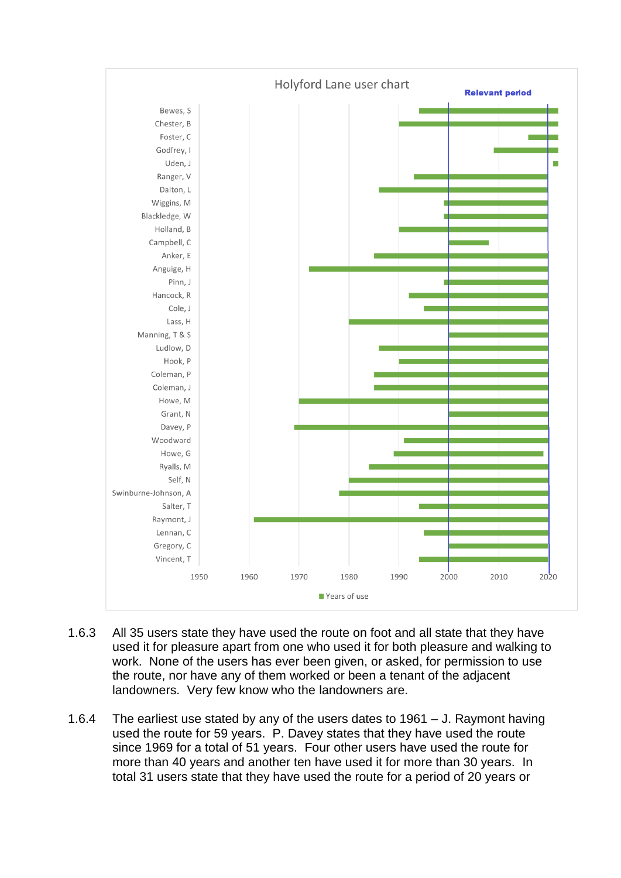Holyford Lane user chart

Relevant period

Bewes, S
Chester, B
Foster, C
Godfrey, I
Uden, J
Ranger, V
Dalton, L
Wiggins, M
Blackledge, W
Holland, B
Campbell, C
Anker, E
Anguige, H
Pinn, J
Hancock, R
Cole, J
Lass, H
Manning, T & S
Ludlow, D
Hook, P
Coleman, P
Coleman, J
Howe, M
Grant, N
Davey, P
Woodward
Howe, G
Ryalls, M
Self, N
Swinburne-Johnson, A
Salter, T
Raymont, J
Lennan, C
Gregory, C
Vincent, T

1950 1960 1970 1980 1990 2000 2010 2020

Years of use

1.6.3 All 35 users state they have used the route on foot and all state that they have used it for pleasure apart from one who used it for both pleasure and walking to work. None of the users has ever been given, or asked, for permission to use the route, nor have any of them worked or been a tenant of the adjacent landowners. Very few know who the landowners are.

1.6.4 The earliest use stated by any of the users dates to 1961 – J. Raymont having used the route for 59 years. P. Davey states that they have used the route since 1969 for a total of 51 years. Four other users have used the route for more than 40 years and another ten have used it for more than 30 years. In total 31 users state that they have used the route for a period of 20 years or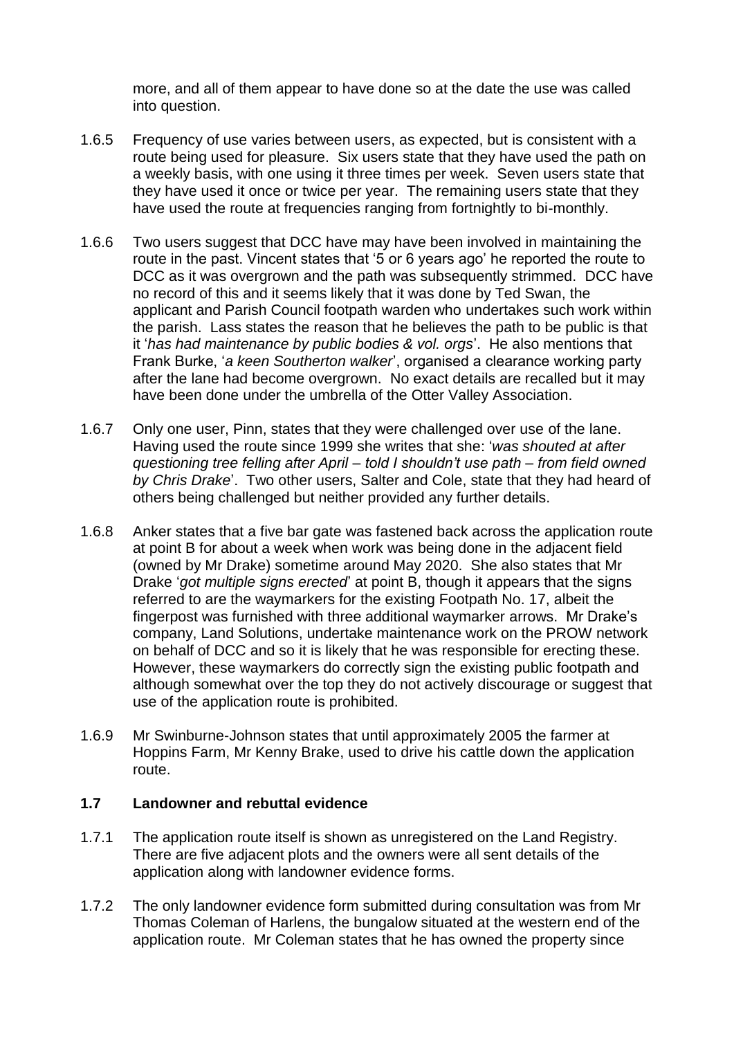more, and all of them appear to have done so at the date the use was called into question.

1.6.5 Frequency of use varies between users, as expected, but is consistent with a route being used for pleasure. Six users state that they have used the path on a weekly basis, with one using it three times per week. Seven users state that they have used it once or twice per year. The remaining users state that they have used the route at frequencies ranging from fortnightly to bi-monthly.

1.6.6 Two users suggest that DCC have may have been involved in maintaining the route in the past. Vincent states that '5 or 6 years ago' he reported the route to DCC as it was overgrown and the path was subsequently strimmed. DCC have no record of this and it seems likely that it was done by Ted Swan, the applicant and Parish Council footpath warden who undertakes such work within the parish. Lass states the reason that he believes the path to be public is that it '*has had maintenance by public bodies & vol. orgs*'. He also mentions that Frank Burke, '*a keen Southerton walker*', organised a clearance working party after the lane had become overgrown. No exact details are recalled but it may have been done under the umbrella of the Otter Valley Association.

1.6.7 Only one user, Pinn, states that they were challenged over use of the lane. Having used the route since 1999 she writes that she: '*was shouted at after questioning tree felling after April – told I shouldn't use path – from field owned by Chris Drake*'. Two other users, Salter and Cole, state that they had heard of others being challenged but neither provided any further details.

1.6.8 Anker states that a five bar gate was fastened back across the application route at point B for about a week when work was being done in the adjacent field (owned by Mr Drake) sometime around May 2020. She also states that Mr Drake '*got multiple signs erected*' at point B, though it appears that the signs referred to are the waymarkers for the existing Footpath No. 17, albeit the fingerpost was furnished with three additional waymarker arrows. Mr Drake's company, Land Solutions, undertake maintenance work on the PROW network on behalf of DCC and so it is likely that he was responsible for erecting these. However, these waymarkers do correctly sign the existing public footpath and although somewhat over the top they do not actively discourage or suggest that use of the application route is prohibited.

1.6.9 Mr Swinburne-Johnson states that until approximately 2005 the farmer at Hoppins Farm, Mr Kenny Brake, used to drive his cattle down the application route.

### 1.7 Landowner and rebuttal evidence

1.7.1 The application route itself is shown as unregistered on the Land Registry. There are five adjacent plots and the owners were all sent details of the application along with landowner evidence forms.

1.7.2 The only landowner evidence form submitted during consultation was from Mr Thomas Coleman of Harlens, the bungalow situated at the western end of the application route. Mr Coleman states that he has owned the property since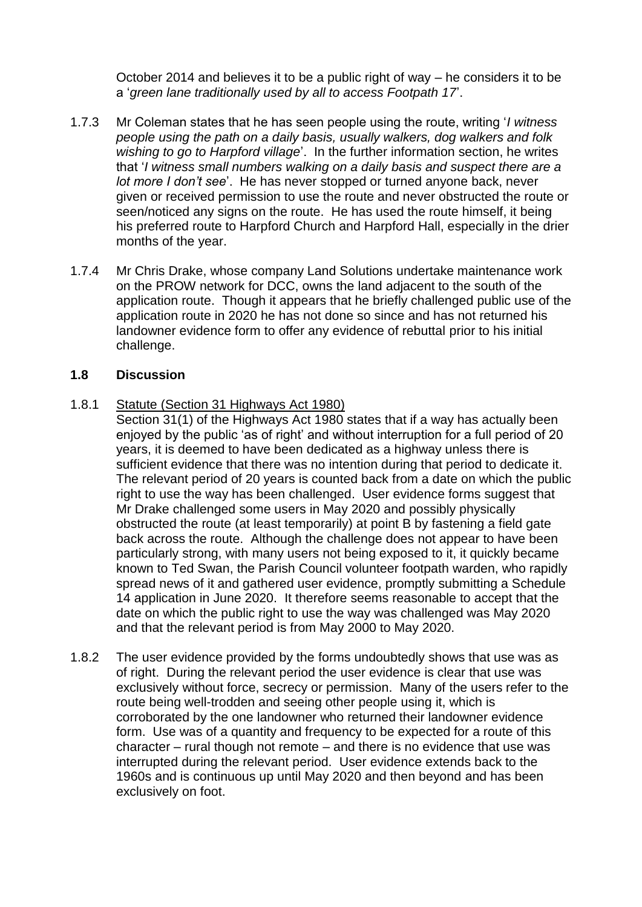October 2014 and believes it to be a public right of way – he considers it to be a '*green lane traditionally used by all to access Footpath 17*'.

1.7.3 Mr Coleman states that he has seen people using the route, writing '*I witness people using the path on a daily basis, usually walkers, dog walkers and folk wishing to go to Harpford village*'. In the further information section, he writes that '*I witness small numbers walking on a daily basis and suspect there are a lot more I don't see*'. He has never stopped or turned anyone back, never given or received permission to use the route and never obstructed the route or seen/noticed any signs on the route. He has used the route himself, it being his preferred route to Harpford Church and Harpford Hall, especially in the drier months of the year.

1.7.4 Mr Chris Drake, whose company Land Solutions undertake maintenance work on the PROW network for DCC, owns the land adjacent to the south of the application route. Though it appears that he briefly challenged public use of the application route in 2020 he has not done so since and has not returned his landowner evidence form to offer any evidence of rebuttal prior to his initial challenge.

### 1.8 Discussion

1.8.1 <u>Statute (Section 31 Highways Act 1980)</u>

Section 31(1) of the Highways Act 1980 states that if a way has actually been enjoyed by the public 'as of right' and without interruption for a full period of 20 years, it is deemed to have been dedicated as a highway unless there is sufficient evidence that there was no intention during that period to dedicate it. The relevant period of 20 years is counted back from a date on which the public right to use the way has been challenged. User evidence forms suggest that Mr Drake challenged some users in May 2020 and possibly physically obstructed the route (at least temporarily) at point B by fastening a field gate back across the route. Although the challenge does not appear to have been particularly strong, with many users not being exposed to it, it quickly became known to Ted Swan, the Parish Council volunteer footpath warden, who rapidly spread news of it and gathered user evidence, promptly submitting a Schedule 14 application in June 2020. It therefore seems reasonable to accept that the date on which the public right to use the way was challenged was May 2020 and that the relevant period is from May 2000 to May 2020.

1.8.2 The user evidence provided by the forms undoubtedly shows that use was as of right. During the relevant period the user evidence is clear that use was exclusively without force, secrecy or permission. Many of the users refer to the route being well-trodden and seeing other people using it, which is corroborated by the one landowner who returned their landowner evidence form. Use was of a quantity and frequency to be expected for a route of this character – rural though not remote – and there is no evidence that use was interrupted during the relevant period. User evidence extends back to the 1960s and is continuous up until May 2020 and then beyond and has been exclusively on foot.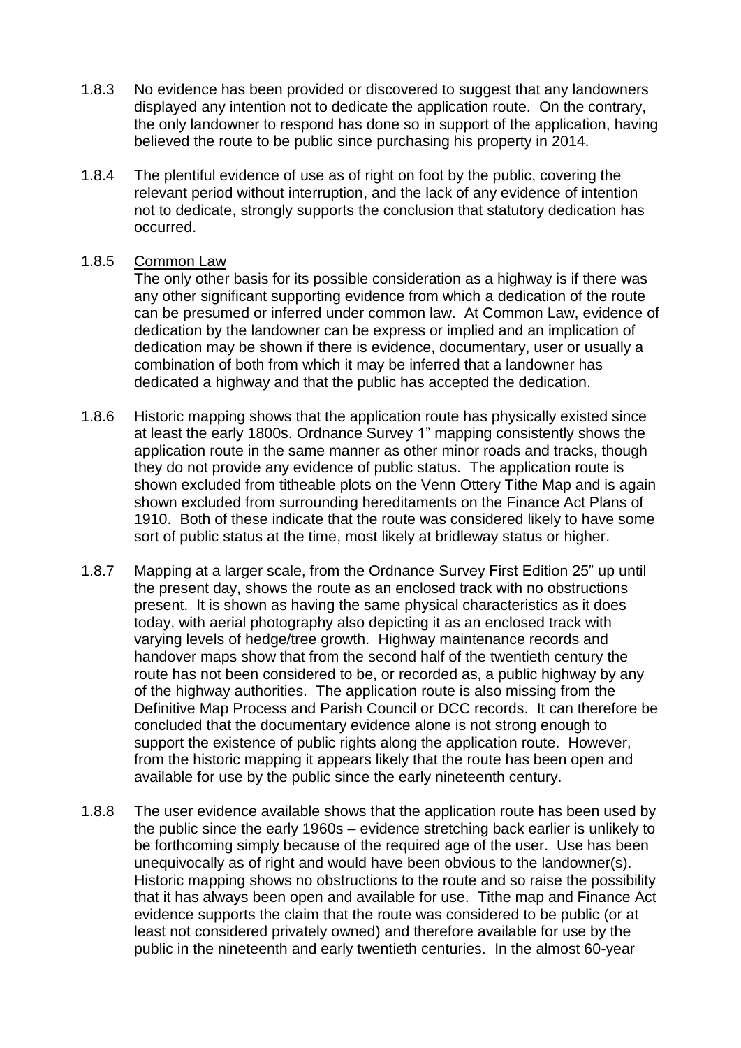1.8.3 No evidence has been provided or discovered to suggest that any landowners displayed any intention not to dedicate the application route. On the contrary, the only landowner to respond has done so in support of the application, having believed the route to be public since purchasing his property in 2014.

1.8.4 The plentiful evidence of use as of right on foot by the public, covering the relevant period without interruption, and the lack of any evidence of intention not to dedicate, strongly supports the conclusion that statutory dedication has occurred.

1.8.5 <u>Common Law</u>

The only other basis for its possible consideration as a highway is if there was any other significant supporting evidence from which a dedication of the route can be presumed or inferred under common law. At Common Law, evidence of dedication by the landowner can be express or implied and an implication of dedication may be shown if there is evidence, documentary, user or usually a combination of both from which it may be inferred that a landowner has dedicated a highway and that the public has accepted the dedication.

1.8.6 Historic mapping shows that the application route has physically existed since at least the early 1800s. Ordnance Survey 1" mapping consistently shows the application route in the same manner as other minor roads and tracks, though they do not provide any evidence of public status. The application route is shown excluded from titheable plots on the Venn Ottery Tithe Map and is again shown excluded from surrounding hereditaments on the Finance Act Plans of 1910. Both of these indicate that the route was considered likely to have some sort of public status at the time, most likely at bridleway status or higher.

1.8.7 Mapping at a larger scale, from the Ordnance Survey First Edition 25" up until the present day, shows the route as an enclosed track with no obstructions present. It is shown as having the same physical characteristics as it does today, with aerial photography also depicting it as an enclosed track with varying levels of hedge/tree growth. Highway maintenance records and handover maps show that from the second half of the twentieth century the route has not been considered to be, or recorded as, a public highway by any of the highway authorities. The application route is also missing from the Definitive Map Process and Parish Council or DCC records. It can therefore be concluded that the documentary evidence alone is not strong enough to support the existence of public rights along the application route. However, from the historic mapping it appears likely that the route has been open and available for use by the public since the early nineteenth century.

1.8.8 The user evidence available shows that the application route has been used by the public since the early 1960s – evidence stretching back earlier is unlikely to be forthcoming simply because of the required age of the user. Use has been unequivocally as of right and would have been obvious to the landowner(s). Historic mapping shows no obstructions to the route and so raise the possibility that it has always been open and available for use. Tithe map and Finance Act evidence supports the claim that the route was considered to be public (or at least not considered privately owned) and therefore available for use by the public in the nineteenth and early twentieth centuries. In the almost 60-year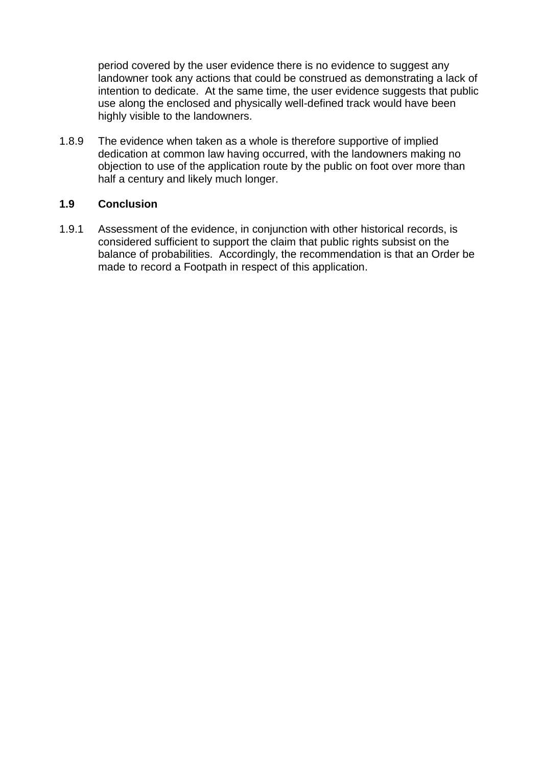period covered by the user evidence there is no evidence to suggest any landowner took any actions that could be construed as demonstrating a lack of intention to dedicate. At the same time, the user evidence suggests that public use along the enclosed and physically well-defined track would have been highly visible to the landowners.

1.8.9 The evidence when taken as a whole is therefore supportive of implied dedication at common law having occurred, with the landowners making no objection to use of the application route by the public on foot over more than half a century and likely much longer.

### 1.9 Conclusion

1.9.1 Assessment of the evidence, in conjunction with other historical records, is considered sufficient to support the claim that public rights subsist on the balance of probabilities. Accordingly, the recommendation is that an Order be made to record a Footpath in respect of this application.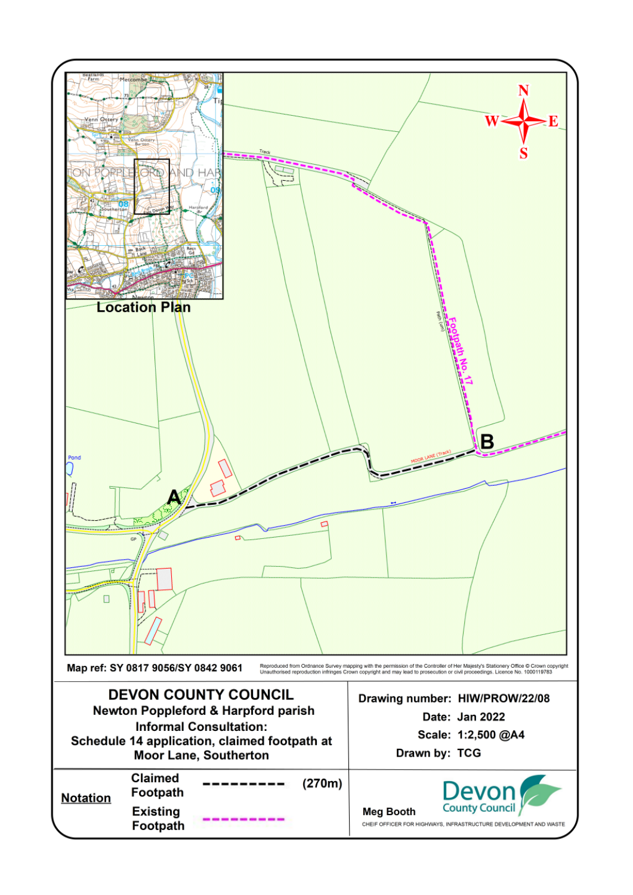Location Plan

Map ref: SY 0817 9056/SY 0842 9061

Reproduced from Ordnance Survey mapping with the permission of the Controller of Her Majesty's Stationery Office © Crown copyright Unauthorised reproduction infringes Crown copyright and may lead to prosecution or civil proceedings. Licence No. 1000119783

**DEVON COUNTY COUNCIL**
**Newton Poppleford & Harpford parish**
**Informal Consultation:**
**Schedule 14 application, claimed footpath at Moor Lane, Southerton**

**Drawing number:** HIW/PROW/22/08
**Date:** Jan 2022
**Scale:** 1:2,500 @A4
**Drawn by:** TCG

**Notation**

| | | |
|---|---|---|
| Claimed Footpath | - - - - - - - - - | (270m) |
| Existing Footpath | - - - - - - - - - | |

Meg Booth
CHEIF OFFICER FOR HIGHWAYS, INFRASTRUCTURE DEVELOPMENT AND WASTE

Devon County Council